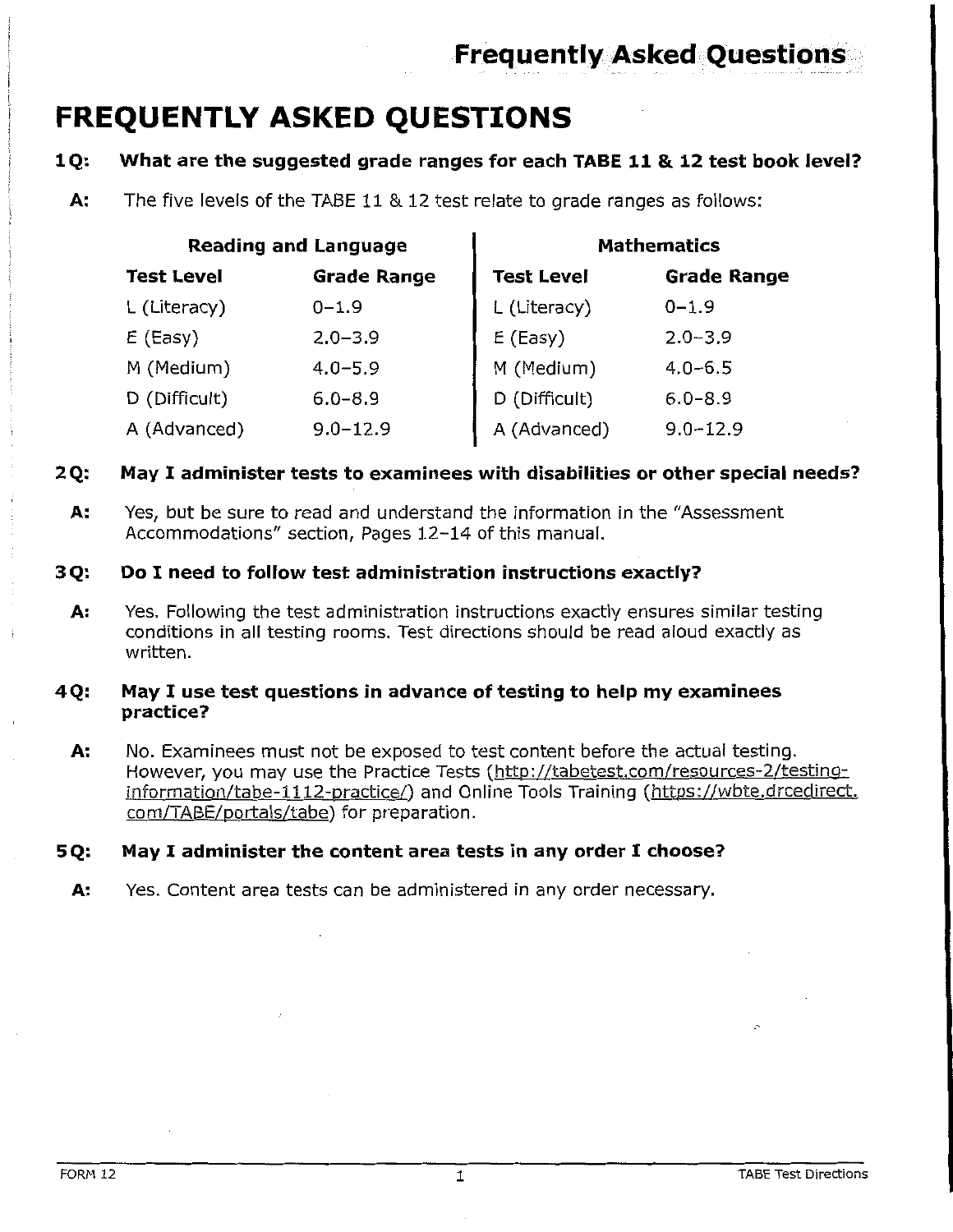# FREQUENTLY ASKED QUESTIONS

**1Q: What are the suggested grade ranges for each TABE 11 & 12 test book level?**

**A:** The five levels of the TABE 11 & 12 test relate to grade ranges as follows:

| Reading and Language | | Mathematics | |
|---|---|---|---|
| **Test Level** | **Grade Range** | **Test Level** | **Grade Range** |
| L (Literacy) | 0–1.9 | L (Literacy) | 0–1.9 |
| E (Easy) | 2.0–3.9 | E (Easy) | 2.0–3.9 |
| M (Medium) | 4.0–5.9 | M (Medium) | 4.0–6.5 |
| D (Difficult) | 6.0–8.9 | D (Difficult) | 6.0–8.9 |
| A (Advanced) | 9.0–12.9 | A (Advanced) | 9.0–12.9 |

**2Q: May I administer tests to examinees with disabilities or other special needs?**

**A:** Yes, but be sure to read and understand the information in the "Assessment Accommodations" section, Pages 12–14 of this manual.

**3Q: Do I need to follow test administration instructions exactly?**

**A:** Yes. Following the test administration instructions exactly ensures similar testing conditions in all testing rooms. Test directions should be read aloud exactly as written.

**4Q: May I use test questions in advance of testing to help my examinees practice?**

**A:** No. Examinees must not be exposed to test content before the actual testing. However, you may use the Practice Tests (http://tabetest.com/resources-2/testing-information/tabe-1112-practice/) and Online Tools Training (https://wbte.drcedirect.com/TABE/portals/tabe) for preparation.

**5Q: May I administer the content area tests in any order I choose?**

**A:** Yes. Content area tests can be administered in any order necessary.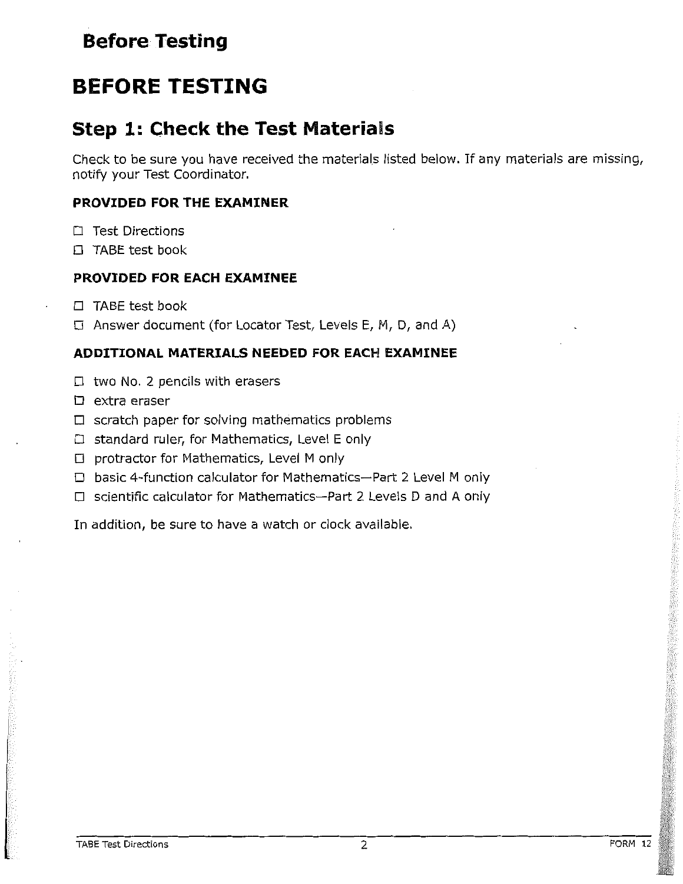# BEFORE TESTING

## Step 1: Check the Test Materials

Check to be sure you have received the materials listed below. If any materials are missing, notify your Test Coordinator.

### PROVIDED FOR THE EXAMINER

- ☐ Test Directions
- ☐ TABE test book

### PROVIDED FOR EACH EXAMINEE

- ☐ TABE test book
- ☐ Answer document (for Locator Test, Levels E, M, D, and A)

### ADDITIONAL MATERIALS NEEDED FOR EACH EXAMINEE

- ☐ two No. 2 pencils with erasers
- ☐ extra eraser
- ☐ scratch paper for solving mathematics problems
- ☐ standard ruler, for Mathematics, Level E only
- ☐ protractor for Mathematics, Level M only
- ☐ basic 4-function calculator for Mathematics—Part 2 Level M only
- ☐ scientific calculator for Mathematics—Part 2 Levels D and A only

In addition, be sure to have a watch or clock available.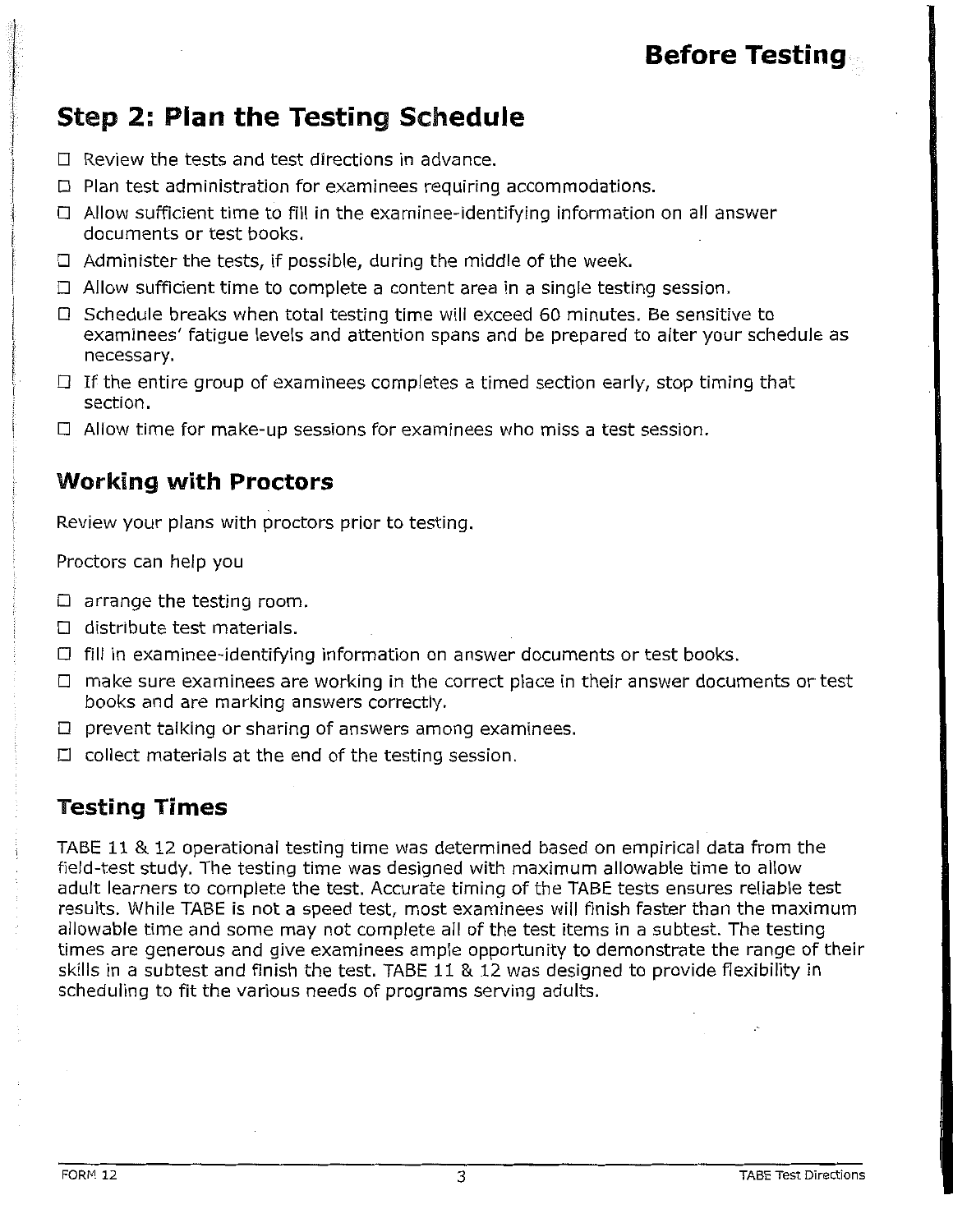## Step 2: Plan the Testing Schedule

- ☐ Review the tests and test directions in advance.
- ☐ Plan test administration for examinees requiring accommodations.
- ☐ Allow sufficient time to fill in the examinee-identifying information on all answer documents or test books.
- ☐ Administer the tests, if possible, during the middle of the week.
- ☐ Allow sufficient time to complete a content area in a single testing session.
- ☐ Schedule breaks when total testing time will exceed 60 minutes. Be sensitive to examinees' fatigue levels and attention spans and be prepared to alter your schedule as necessary.
- ☐ If the entire group of examinees completes a timed section early, stop timing that section.
- ☐ Allow time for make-up sessions for examinees who miss a test session.

### Working with Proctors

Review your plans with proctors prior to testing.

Proctors can help you

- ☐ arrange the testing room.
- ☐ distribute test materials.
- ☐ fill in examinee-identifying information on answer documents or test books.
- ☐ make sure examinees are working in the correct place in their answer documents or test books and are marking answers correctly.
- ☐ prevent talking or sharing of answers among examinees.
- ☐ collect materials at the end of the testing session.

### Testing Times

TABE 11 & 12 operational testing time was determined based on empirical data from the field-test study. The testing time was designed with maximum allowable time to allow adult learners to complete the test. Accurate timing of the TABE tests ensures reliable test results. While TABE is not a speed test, most examinees will finish faster than the maximum allowable time and some may not complete all of the test items in a subtest. The testing times are generous and give examinees ample opportunity to demonstrate the range of their skills in a subtest and finish the test. TABE 11 & 12 was designed to provide flexibility in scheduling to fit the various needs of programs serving adults.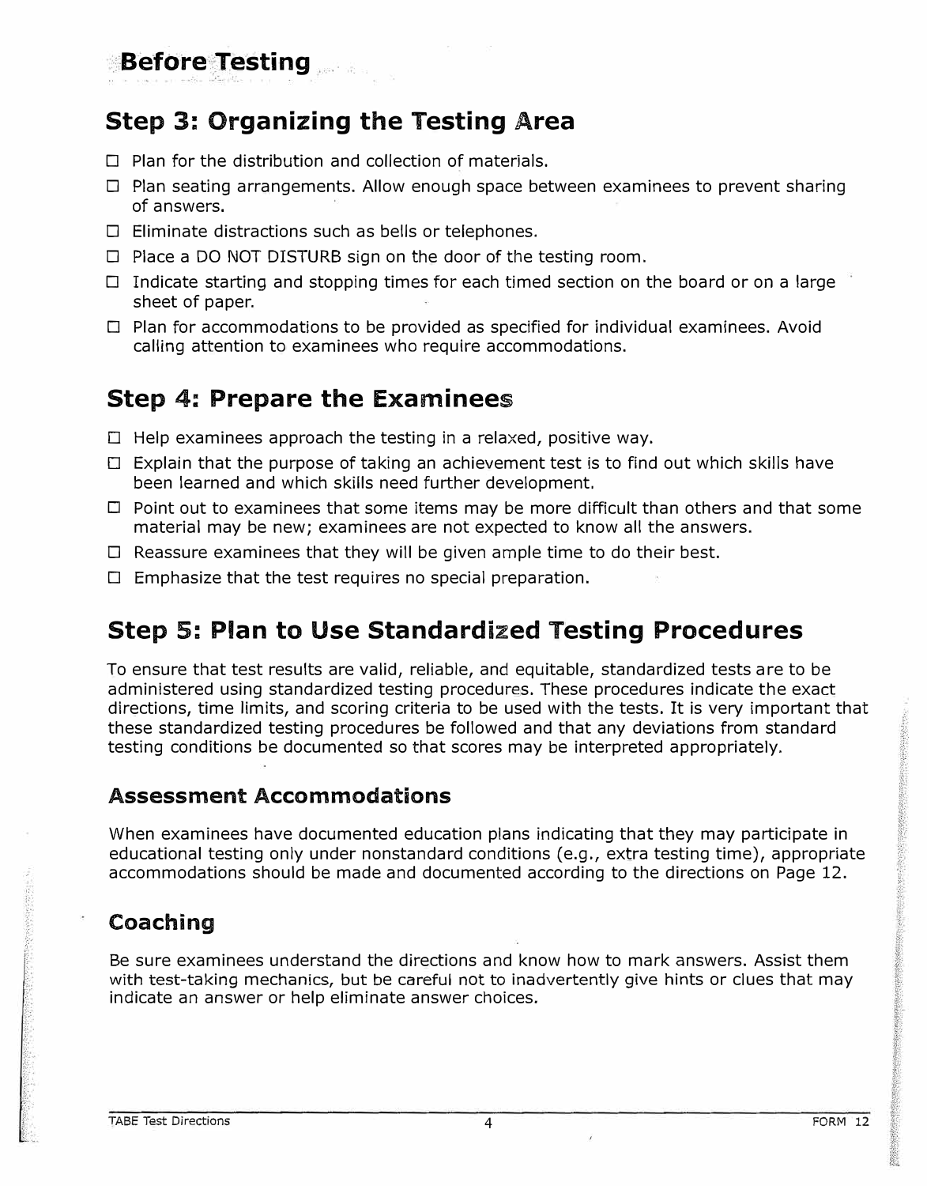# Before Testing

## Step 3: Organizing the Testing Area

- ☐ Plan for the distribution and collection of materials.
- ☐ Plan seating arrangements. Allow enough space between examinees to prevent sharing of answers.
- ☐ Eliminate distractions such as bells or telephones.
- ☐ Place a DO NOT DISTURB sign on the door of the testing room.
- ☐ Indicate starting and stopping times for each timed section on the board or on a large sheet of paper.
- ☐ Plan for accommodations to be provided as specified for individual examinees. Avoid calling attention to examinees who require accommodations.

## Step 4: Prepare the Examinees

- ☐ Help examinees approach the testing in a relaxed, positive way.
- ☐ Explain that the purpose of taking an achievement test is to find out which skills have been learned and which skills need further development.
- ☐ Point out to examinees that some items may be more difficult than others and that some material may be new; examinees are not expected to know all the answers.
- ☐ Reassure examinees that they will be given ample time to do their best.
- ☐ Emphasize that the test requires no special preparation.

## Step 5: Plan to Use Standardized Testing Procedures

To ensure that test results are valid, reliable, and equitable, standardized tests are to be administered using standardized testing procedures. These procedures indicate the exact directions, time limits, and scoring criteria to be used with the tests. It is very important that these standardized testing procedures be followed and that any deviations from standard testing conditions be documented so that scores may be interpreted appropriately.

### Assessment Accommodations

When examinees have documented education plans indicating that they may participate in educational testing only under nonstandard conditions (e.g., extra testing time), appropriate accommodations should be made and documented according to the directions on Page 12.

### Coaching

Be sure examinees understand the directions and know how to mark answers. Assist them with test-taking mechanics, but be careful not to inadvertently give hints or clues that may indicate an answer or help eliminate answer choices.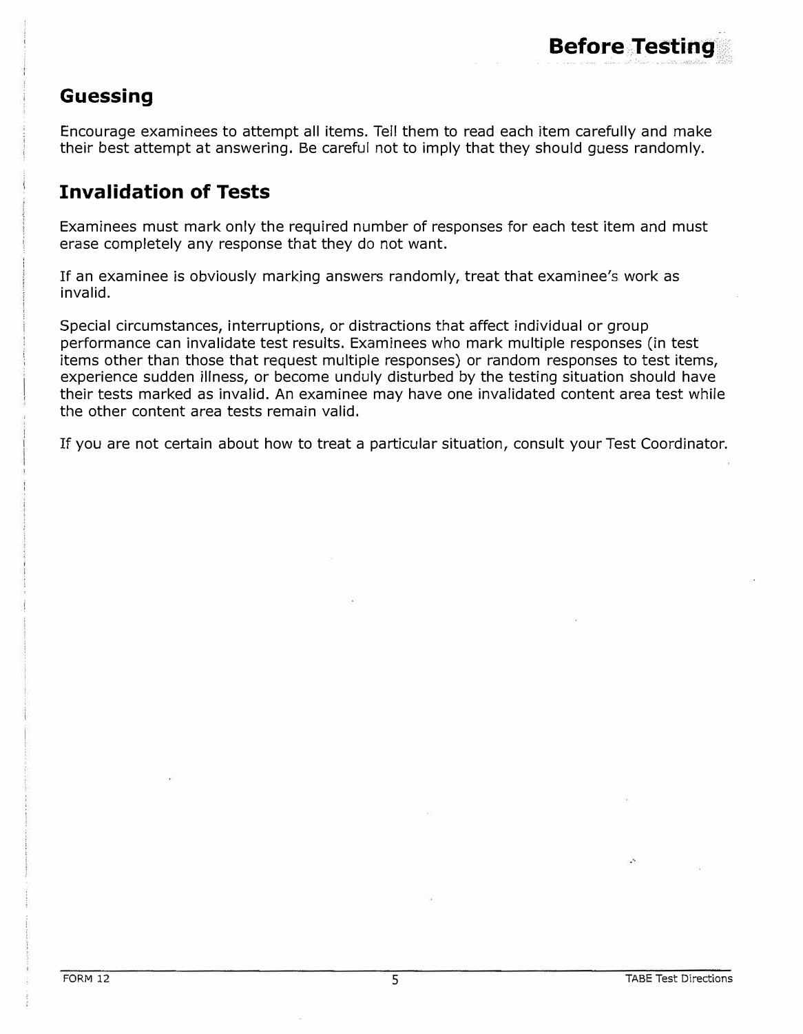## Guessing

Encourage examinees to attempt all items. Tell them to read each item carefully and make their best attempt at answering. Be careful not to imply that they should guess randomly.

## Invalidation of Tests

Examinees must mark only the required number of responses for each test item and must erase completely any response that they do not want.

If an examinee is obviously marking answers randomly, treat that examinee's work as invalid.

Special circumstances, interruptions, or distractions that affect individual or group performance can invalidate test results. Examinees who mark multiple responses (in test items other than those that request multiple responses) or random responses to test items, experience sudden illness, or become unduly disturbed by the testing situation should have their tests marked as invalid. An examinee may have one invalidated content area test while the other content area tests remain valid.

If you are not certain about how to treat a particular situation, consult your Test Coordinator.